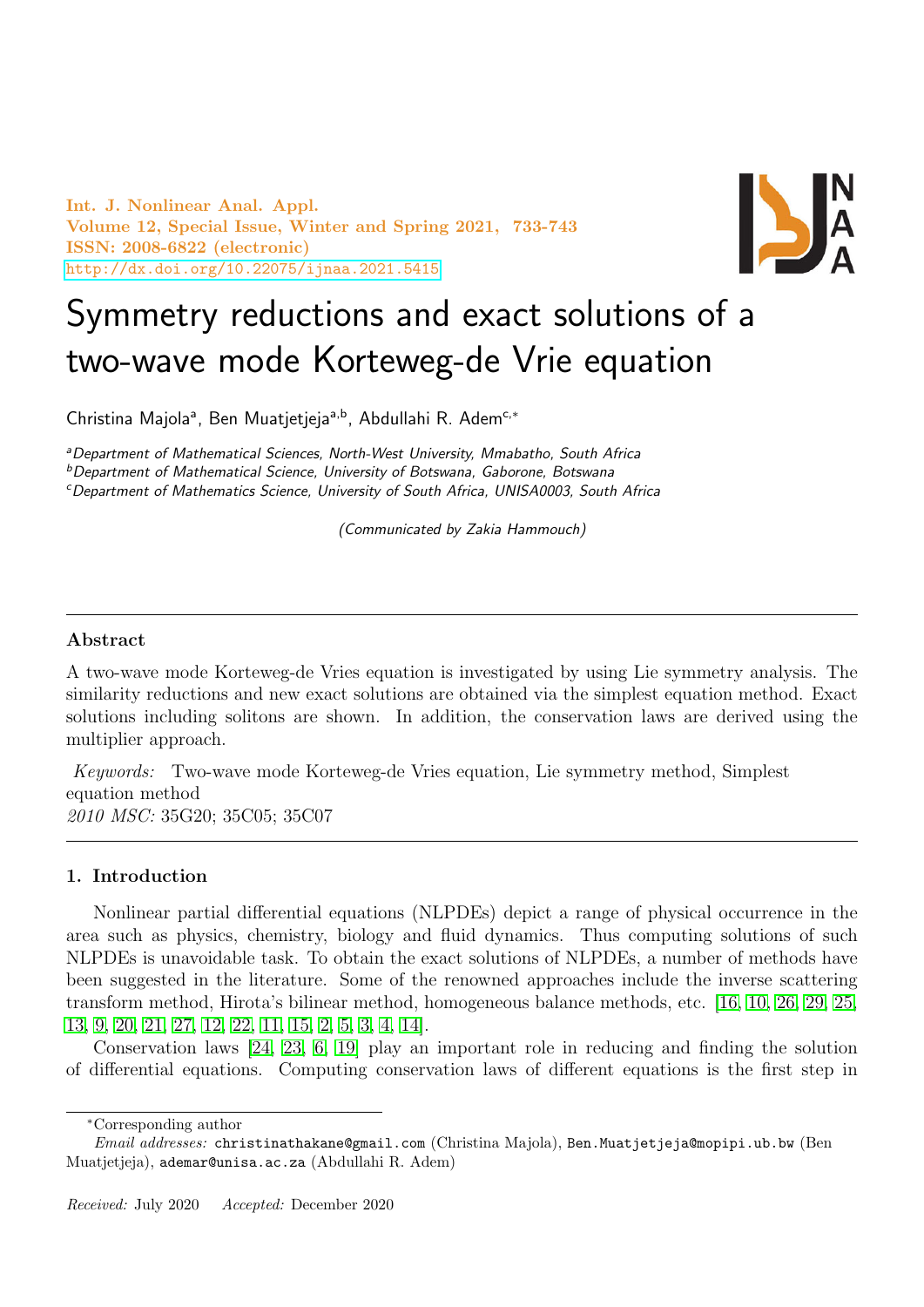# Symmetry reductions and exact solutions of a two-wave mode Korteweg-de Vrie equation

Christina Majola[a], Ben Muatjetjeja[a,b], Abdullahi R. Adem[c,*]

[a]Department of Mathematical Sciences, North-West University, Mmabatho, South Africa
[b]Department of Mathematical Science, University of Botswana, Gaborone, Botswana
[c]Department of Mathematics Science, University of South Africa, UNISA0003, South Africa

(Communicated by Zakia Hammouch)

## Abstract

A two-wave mode Korteweg-de Vries equation is investigated by using Lie symmetry analysis. The similarity reductions and new exact solutions are obtained via the simplest equation method. Exact solutions including solitons are shown. In addition, the conservation laws are derived using the multiplier approach.

*Keywords:* Two-wave mode Korteweg-de Vries equation, Lie symmetry method, Simplest equation method

*2010 MSC:* 35G20; 35C05; 35C07

## 1. Introduction

Nonlinear partial differential equations (NLPDEs) depict a range of physical occurrence in the area such as physics, chemistry, biology and fluid dynamics. Thus computing solutions of such NLPDEs is unavoidable task. To obtain the exact solutions of NLPDEs, a number of methods have been suggested in the literature. Some of the renowned approaches include the inverse scattering transform method, Hirota's bilinear method, homogeneous balance methods, etc. [16, 10, 26, 29, 25, 13, 9, 20, 21, 27, 12, 22, 11, 15, 2, 5, 3, 4, 14].

Conservation laws [24, 23, 6, 19] play an important role in reducing and finding the solution of differential equations. Computing conservation laws of different equations is the first step in

*Corresponding author

*Email addresses:* christinathakane@gmail.com (Christina Majola), Ben.Muatjetjeja@mopipi.ub.bw (Ben Muatjetjeja), ademar@unisa.ac.za (Abdullahi R. Adem)

*Received:* July 2020 *Accepted:* December 2020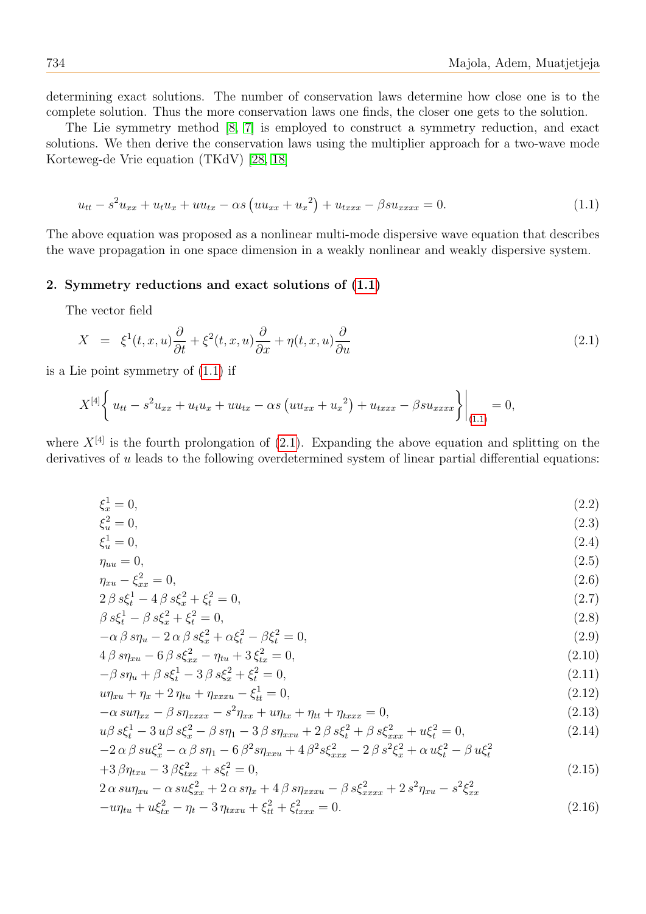determining exact solutions. The number of conservation laws determine how close one is to the complete solution. Thus the more conservation laws one finds, the closer one gets to the solution.

The Lie symmetry method [8, 7] is employed to construct a symmetry reduction, and exact solutions. We then derive the conservation laws using the multiplier approach for a two-wave mode Korteweg-de Vrie equation (TKdV) [28, 18]

$$u_{tt} - s^2 u_{xx} + u_t u_x + u u_{tx} - \alpha s \left( u u_{xx} + {u_x}^2 \right) + u_{txxx} - \beta s u_{xxxx} = 0. \tag{1.1}$$

The above equation was proposed as a nonlinear multi-mode dispersive wave equation that describes the wave propagation in one space dimension in a weakly nonlinear and weakly dispersive system.

## 2. Symmetry reductions and exact solutions of (1.1)

The vector field

$$X \;=\; \xi^1(t,x,u)\frac{\partial}{\partial t} + \xi^2(t,x,u)\frac{\partial}{\partial x} + \eta(t,x,u)\frac{\partial}{\partial u} \tag{2.1}$$

is a Lie point symmetry of (1.1) if

$$X^{[4]}\left\{ u_{tt} - s^2 u_{xx} + u_t u_x + u u_{tx} - \alpha s \left( u u_{xx} + {u_x}^2 \right) + u_{txxx} - \beta s u_{xxxx} \right\}\Bigg|_{(1.1)} = 0,$$

where $X^{[4]}$ is the fourth prolongation of (2.1). Expanding the above equation and splitting on the derivatives of $u$ leads to the following overdetermined system of linear partial differential equations:

$$\xi^1_x = 0, \tag{2.2}$$
$$\xi^2_u = 0, \tag{2.3}$$
$$\xi^1_u = 0, \tag{2.4}$$
$$\eta_{uu} = 0, \tag{2.5}$$
$$\eta_{xu} - \xi^2_{xx} = 0, \tag{2.6}$$
$$2\,\beta\, s \xi^1_t - 4\,\beta\, s \xi^2_x + \xi^2_t = 0, \tag{2.7}$$
$$\beta\, s \xi^1_t - \beta\, s \xi^2_x + \xi^2_t = 0, \tag{2.8}$$
$$-\alpha\,\beta\, s \eta_u - 2\,\alpha\,\beta\, s \xi^2_x + \alpha \xi^2_t - \beta \xi^2_t = 0, \tag{2.9}$$
$$4\,\beta\, s \eta_{xu} - 6\,\beta\, s \xi^2_{xx} - \eta_{tu} + 3\,\xi^2_{tx} = 0, \tag{2.10}$$
$$-\beta\, s \eta_u + \beta\, s \xi^1_t - 3\,\beta\, s \xi^2_x + \xi^2_t = 0, \tag{2.11}$$
$$u \eta_{xu} + \eta_x + 2\,\eta_{tu} + \eta_{xxxu} - \xi^1_{tt} = 0, \tag{2.12}$$
$$-\alpha\, s u \eta_{xx} - \beta\, s \eta_{xxxx} - s^2 \eta_{xx} + u \eta_{tx} + \eta_{tt} + \eta_{txxx} = 0, \tag{2.13}$$
$$u \beta\, s \xi^1_t - 3\, u \beta\, s \xi^2_x - \beta\, s \eta_1 - 3\,\beta\, s \eta_{xxu} + 2\,\beta\, s \xi^2_t + \beta\, s \xi^2_{xxx} + u \xi^2_t = 0, \tag{2.14}$$
$$\begin{aligned} &-2\,\alpha\,\beta\, s u \xi^2_x - \alpha\,\beta\, s \eta_1 - 6\,\beta^2 s \eta_{xxu} + 4\,\beta^2 s \xi^2_{xxx} - 2\,\beta\, s^2 \xi^2_x + \alpha\, u \xi^2_t - \beta\, u \xi^2_t \\ &+ 3\,\beta \eta_{txu} - 3\,\beta \xi^2_{txx} + s \xi^2_t = 0, \end{aligned} \tag{2.15}$$
$$\begin{aligned} &2\,\alpha\, s u \eta_{xu} - \alpha\, s u \xi^2_{xx} + 2\,\alpha\, s \eta_x + 4\,\beta\, s \eta_{xxxu} - \beta\, s \xi^2_{xxxx} + 2\, s^2 \eta_{xu} - s^2 \xi^2_{xx} \\ &- u \eta_{tu} + u \xi^2_{tx} - \eta_t - 3\,\eta_{txxu} + \xi^2_{tt} + \xi^2_{txxx} = 0. \end{aligned} \tag{2.16}$$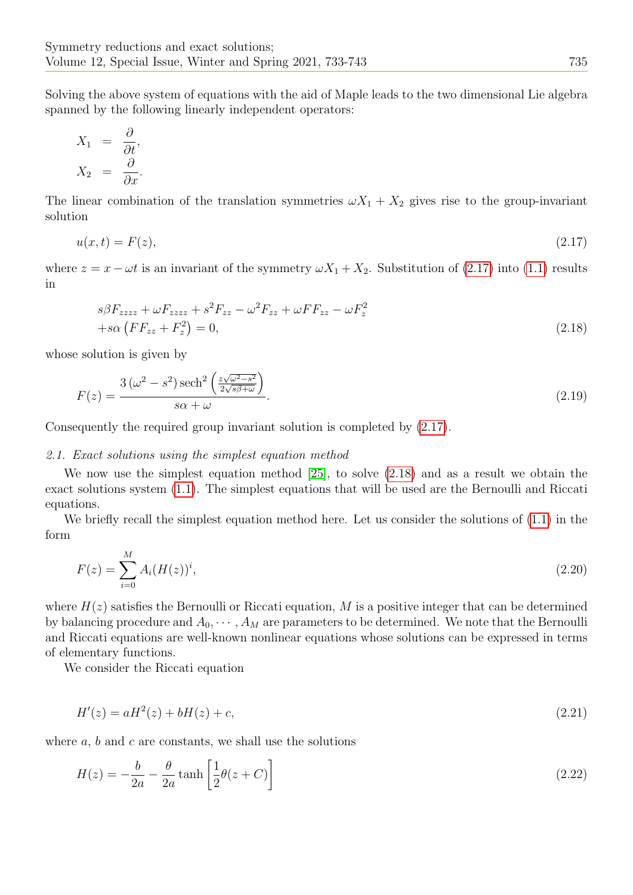Solving the above system of equations with the aid of Maple leads to the two dimensional Lie algebra spanned by the following linearly independent operators:

$$
\begin{aligned}
X_1 &= \frac{\partial}{\partial t}, \\
X_2 &= \frac{\partial}{\partial x}.
\end{aligned}
$$

The linear combination of the translation symmetries $\omega X_1 + X_2$ gives rise to the group-invariant solution

$$
u(x,t) = F(z), \tag{2.17}
$$

where $z = x - \omega t$ is an invariant of the symmetry $\omega X_1 + X_2$. Substitution of (2.17) into (1.1) results in

$$
\begin{aligned}
&s\beta F_{zzzz} + \omega F_{zzzz} + s^2 F_{zz} - \omega^2 F_{zz} + \omega F F_{zz} - \omega F_z^2 \\
&+ s\alpha \left( F F_{zz} + F_z^2 \right) = 0,
\end{aligned} \tag{2.18}
$$

whose solution is given by

$$
F(z) = \frac{3\left(\omega^2 - s^2\right)\operatorname{sech}^2\left(\frac{z\sqrt{\omega^2 - s^2}}{2\sqrt{s\beta + \omega}}\right)}{s\alpha + \omega}. \tag{2.19}
$$

Consequently the required group invariant solution is completed by (2.17).

*2.1. Exact solutions using the simplest equation method*

We now use the simplest equation method [25], to solve (2.18) and as a result we obtain the exact solutions system (1.1). The simplest equations that will be used are the Bernoulli and Riccati equations.

We briefly recall the simplest equation method here. Let us consider the solutions of (1.1) in the form

$$
F(z) = \sum_{i=0}^{M} A_i (H(z))^i, \tag{2.20}
$$

where $H(z)$ satisfies the Bernoulli or Riccati equation, $M$ is a positive integer that can be determined by balancing procedure and $A_0, \cdots, A_M$ are parameters to be determined. We note that the Bernoulli and Riccati equations are well-known nonlinear equations whose solutions can be expressed in terms of elementary functions.

We consider the Riccati equation

$$
H'(z) = aH^2(z) + bH(z) + c, \tag{2.21}
$$

where $a$, $b$ and $c$ are constants, we shall use the solutions

$$
H(z) = -\frac{b}{2a} - \frac{\theta}{2a}\tanh\left[\frac{1}{2}\theta(z + C)\right] \tag{2.22}
$$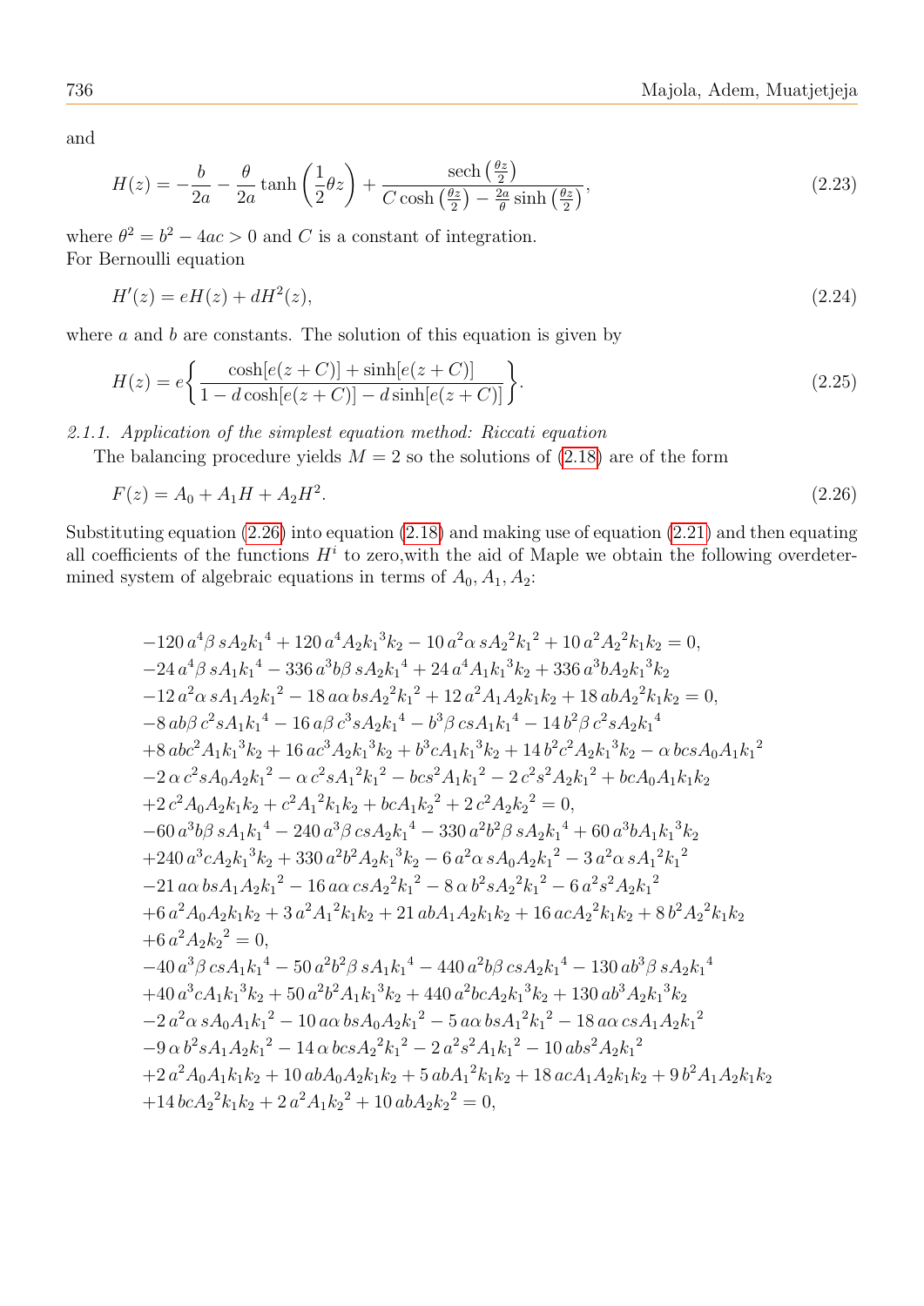and

$$H(z) = -\frac{b}{2a} - \frac{\theta}{2a}\tanh\left(\frac{1}{2}\theta z\right) + \frac{\operatorname{sech}\left(\frac{\theta z}{2}\right)}{C\cosh\left(\frac{\theta z}{2}\right) - \frac{2a}{\theta}\sinh\left(\frac{\theta z}{2}\right)}, \tag{2.23}$$

where $\theta^2 = b^2 - 4ac > 0$ and $C$ is a constant of integration.
For Bernoulli equation

$$H'(z) = eH(z) + dH^2(z), \tag{2.24}$$

where $a$ and $b$ are constants. The solution of this equation is given by

$$H(z) = e\left\{\frac{\cosh[e(z+C)] + \sinh[e(z+C)]}{1 - d\cosh[e(z+C)] - d\sinh[e(z+C)]}\right\}. \tag{2.25}$$

*2.1.1. Application of the simplest equation method: Riccati equation*

The balancing procedure yields $M = 2$ so the solutions of (2.18) are of the form

$$F(z) = A_0 + A_1 H + A_2 H^2. \tag{2.26}$$

Substituting equation (2.26) into equation (2.18) and making use of equation (2.21) and then equating all coefficients of the functions $H^i$ to zero,with the aid of Maple we obtain the following overdetermined system of algebraic equations in terms of $A_0, A_1, A_2$:

$$
\begin{aligned}
&-120\,a^4\beta\,sA_2{k_1}^4 + 120\,a^4A_2{k_1}^3k_2 - 10\,a^2\alpha\,s{A_2}^2{k_1}^2 + 10\,a^2{A_2}^2k_1k_2 = 0,\\
&-24\,a^4\beta\,sA_1{k_1}^4 - 336\,a^3b\beta\,sA_2{k_1}^4 + 24\,a^4A_1{k_1}^3k_2 + 336\,a^3bA_2{k_1}^3k_2\\
&-12\,a^2\alpha\,sA_1A_2{k_1}^2 - 18\,a\alpha\,bs{A_2}^2{k_1}^2 + 12\,a^2A_1A_2k_1k_2 + 18\,ab{A_2}^2k_1k_2 = 0,\\
&-8\,ab\beta\,c^2sA_1{k_1}^4 - 16\,a\beta\,c^3sA_2{k_1}^4 - b^3\beta\,csA_1{k_1}^4 - 14\,b^2\beta\,c^2sA_2{k_1}^4\\
&+8\,abc^2A_1{k_1}^3k_2 + 16\,ac^3A_2{k_1}^3k_2 + b^3cA_1{k_1}^3k_2 + 14\,b^2c^2A_2{k_1}^3k_2 - \alpha\,bcsA_0A_1{k_1}^2\\
&-2\,\alpha\,c^2sA_0A_2{k_1}^2 - \alpha\,c^2s{A_1}^2{k_1}^2 - bcs^2A_1{k_1}^2 - 2\,c^2s^2A_2{k_1}^2 + bcA_0A_1k_1k_2\\
&+2\,c^2A_0A_2k_1k_2 + c^2{A_1}^2k_1k_2 + bcA_1{k_2}^2 + 2\,c^2A_2{k_2}^2 = 0,\\
&-60\,a^3b\beta\,sA_1{k_1}^4 - 240\,a^3\beta\,csA_2{k_1}^4 - 330\,a^2b^2\beta\,sA_2{k_1}^4 + 60\,a^3bA_1{k_1}^3k_2\\
&+240\,a^3cA_2{k_1}^3k_2 + 330\,a^2b^2A_2{k_1}^3k_2 - 6\,a^2\alpha\,sA_0A_2{k_1}^2 - 3\,a^2\alpha\,s{A_1}^2{k_1}^2\\
&-21\,a\alpha\,bsA_1A_2{k_1}^2 - 16\,a\alpha\,cs{A_2}^2{k_1}^2 - 8\,\alpha\,b^2s{A_2}^2{k_1}^2 - 6\,a^2s^2A_2{k_1}^2\\
&+6\,a^2A_0A_2k_1k_2 + 3\,a^2{A_1}^2k_1k_2 + 21\,abA_1A_2k_1k_2 + 16\,ac{A_2}^2k_1k_2 + 8\,b^2{A_2}^2k_1k_2\\
&+6\,a^2A_2{k_2}^2 = 0,\\
&-40\,a^3\beta\,csA_1{k_1}^4 - 50\,a^2b^2\beta\,sA_1{k_1}^4 - 440\,a^2b\beta\,csA_2{k_1}^4 - 130\,ab^3\beta\,sA_2{k_1}^4\\
&+40\,a^3cA_1{k_1}^3k_2 + 50\,a^2b^2A_1{k_1}^3k_2 + 440\,a^2bcA_2{k_1}^3k_2 + 130\,ab^3A_2{k_1}^3k_2\\
&-2\,a^2\alpha\,sA_0A_1{k_1}^2 - 10\,a\alpha\,bsA_0A_2{k_1}^2 - 5\,a\alpha\,bs{A_1}^2{k_1}^2 - 18\,a\alpha\,csA_1A_2{k_1}^2\\
&-9\,\alpha\,b^2sA_1A_2{k_1}^2 - 14\,\alpha\,bcs{A_2}^2{k_1}^2 - 2\,a^2s^2A_1{k_1}^2 - 10\,abs^2A_2{k_1}^2\\
&+2\,a^2A_0A_1k_1k_2 + 10\,abA_0A_2k_1k_2 + 5\,ab{A_1}^2k_1k_2 + 18\,acA_1A_2k_1k_2 + 9\,b^2A_1A_2k_1k_2\\
&+14\,bc{A_2}^2k_1k_2 + 2\,a^2A_1{k_2}^2 + 10\,abA_2{k_2}^2 = 0,
\end{aligned}
$$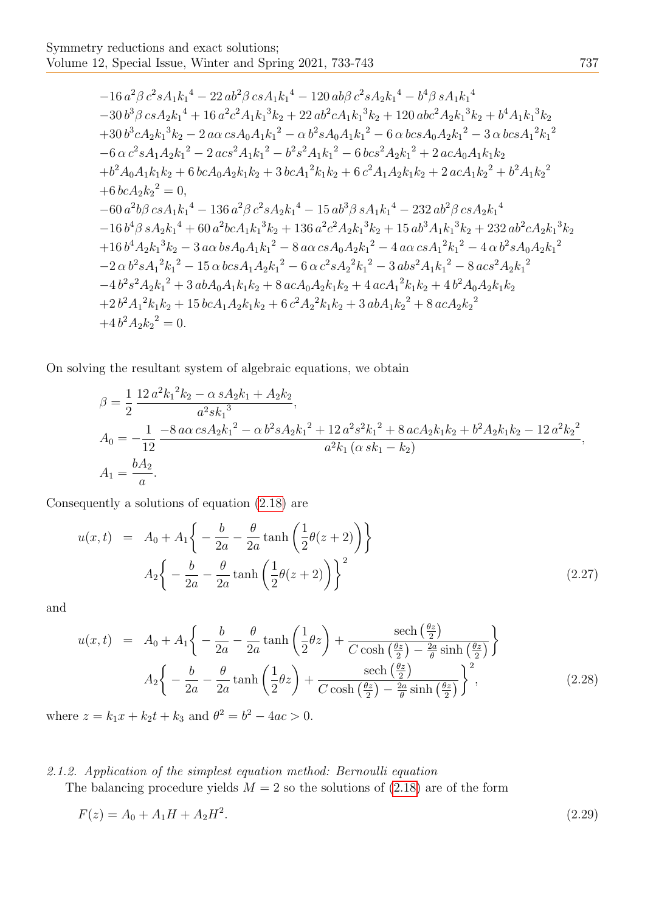$$
\begin{aligned}
&-16\,a^2\beta\,c^2sA_1{k_1}^4-22\,ab^2\beta\,csA_1{k_1}^4-120\,ab\beta\,c^2sA_2{k_1}^4-b^4\beta\,sA_1{k_1}^4\\
&-30\,b^3\beta\,csA_2{k_1}^4+16\,a^2c^2A_1{k_1}^3k_2+22\,ab^2cA_1{k_1}^3k_2+120\,abc^2A_2{k_1}^3k_2+b^4A_1{k_1}^3k_2\\
&+30\,b^3cA_2{k_1}^3k_2-2\,a\alpha\,csA_0A_1{k_1}^2-\alpha\,b^2sA_0A_1{k_1}^2-6\,\alpha\,bcsA_0A_2{k_1}^2-3\,\alpha\,bcs{A_1}^2{k_1}^2\\
&-6\,\alpha\,c^2sA_1A_2{k_1}^2-2\,acs^2A_1{k_1}^2-b^2s^2A_1{k_1}^2-6\,bcs^2A_2{k_1}^2+2\,acA_0A_1k_1k_2\\
&+b^2A_0A_1k_1k_2+6\,bcA_0A_2k_1k_2+3\,bc{A_1}^2k_1k_2+6\,c^2A_1A_2k_1k_2+2\,acA_1{k_2}^2+b^2A_1{k_2}^2\\
&+6\,bcA_2{k_2}^2=0,\\
&-60\,a^2b\beta\,csA_1{k_1}^4-136\,a^2\beta\,c^2sA_2{k_1}^4-15\,ab^3\beta\,sA_1{k_1}^4-232\,ab^2\beta\,csA_2{k_1}^4\\
&-16\,b^4\beta\,sA_2{k_1}^4+60\,a^2bcA_1{k_1}^3k_2+136\,a^2c^2A_2{k_1}^3k_2+15\,ab^3A_1{k_1}^3k_2+232\,ab^2cA_2{k_1}^3k_2\\
&+16\,b^4A_2{k_1}^3k_2-3\,a\alpha\,bsA_0A_1{k_1}^2-8\,a\alpha\,csA_0A_2{k_1}^2-4\,a\alpha\,cs{A_1}^2{k_1}^2-4\,\alpha\,b^2sA_0A_2{k_1}^2\\
&-2\,\alpha\,b^2s{A_1}^2{k_1}^2-15\,\alpha\,bcsA_1A_2{k_1}^2-6\,\alpha\,c^2s{A_2}^2{k_1}^2-3\,abs^2A_1{k_1}^2-8\,acs^2A_2{k_1}^2\\
&-4\,b^2s^2A_2{k_1}^2+3\,abA_0A_1k_1k_2+8\,acA_0A_2k_1k_2+4\,ac{A_1}^2k_1k_2+4\,b^2A_0A_2k_1k_2\\
&+2\,b^2{A_1}^2k_1k_2+15\,bcA_1A_2k_1k_2+6\,c^2{A_2}^2k_1k_2+3\,abA_1{k_2}^2+8\,acA_2{k_2}^2\\
&+4\,b^2A_2{k_2}^2=0.
\end{aligned}
$$

On solving the resultant system of algebraic equations, we obtain

$$
\begin{aligned}
\beta &= \frac{1}{2}\,\frac{12\,a^2{k_1}^2k_2-\alpha\,sA_2k_1+A_2k_2}{a^2s{k_1}^3},\\
A_0 &= -\frac{1}{12}\,\frac{-8\,a\alpha\,csA_2{k_1}^2-\alpha\,b^2sA_2{k_1}^2+12\,a^2s^2{k_1}^2+8\,acA_2k_1k_2+b^2A_2k_1k_2-12\,a^2{k_2}^2}{a^2k_1\left(\alpha\,sk_1-k_2\right)},\\
A_1 &= \frac{bA_2}{a}.
\end{aligned}
$$

Consequently a solutions of equation (2.18) are

$$
\begin{aligned}
u(x,t) \;=\;& A_0+A_1\left\{-\frac{b}{2a}-\frac{\theta}{2a}\tanh\left(\frac{1}{2}\theta(z+2)\right)\right\}\\
& A_2\left\{-\frac{b}{2a}-\frac{\theta}{2a}\tanh\left(\frac{1}{2}\theta(z+2)\right)\right\}^2
\end{aligned}
\tag{2.27}
$$

and

$$
\begin{aligned}
u(x,t) \;=\;& A_0+A_1\left\{-\frac{b}{2a}-\frac{\theta}{2a}\tanh\left(\frac{1}{2}\theta z\right)+\frac{\operatorname{sech}\left(\frac{\theta z}{2}\right)}{C\cosh\left(\frac{\theta z}{2}\right)-\frac{2a}{\theta}\sinh\left(\frac{\theta z}{2}\right)}\right\}\\
& A_2\left\{-\frac{b}{2a}-\frac{\theta}{2a}\tanh\left(\frac{1}{2}\theta z\right)+\frac{\operatorname{sech}\left(\frac{\theta z}{2}\right)}{C\cosh\left(\frac{\theta z}{2}\right)-\frac{2a}{\theta}\sinh\left(\frac{\theta z}{2}\right)}\right\}^2,
\end{aligned}
\tag{2.28}
$$

where $z = k_1x + k_2t + k_3$ and $\theta^2 = b^2 - 4ac > 0$.

### 2.1.2. *Application of the simplest equation method: Bernoulli equation*

The balancing procedure yields $M = 2$ so the solutions of (2.18) are of the form

$$
F(z) = A_0 + A_1H + A_2H^2. \tag{2.29}
$$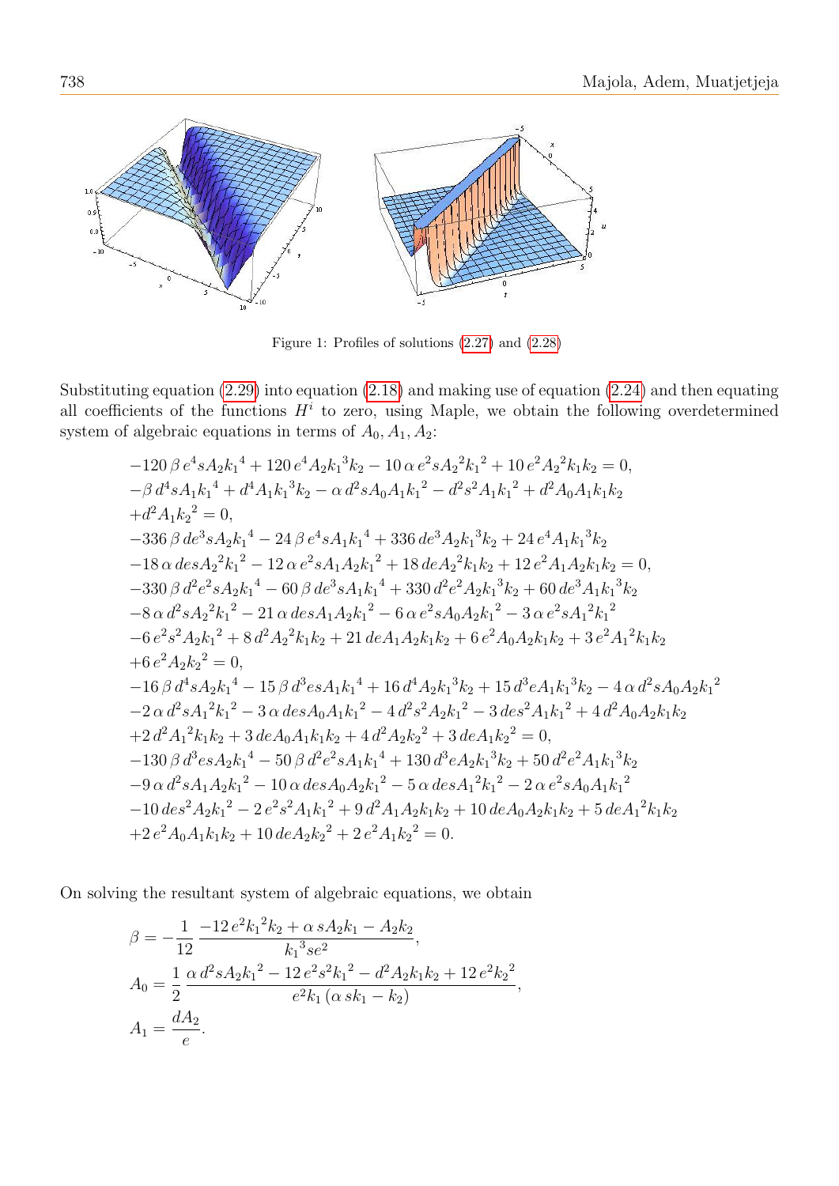Figure 1: Profiles of solutions (2.27) and (2.28)

Substituting equation (2.29) into equation (2.18) and making use of equation (2.24) and then equating all coefficients of the functions $H^i$ to zero, using Maple, we obtain the following overdetermined system of algebraic equations in terms of $A_0, A_1, A_2$:

$$
\begin{aligned}
&-120\,\beta\, e^4 s A_2 {k_1}^4 + 120\, e^4 A_2 {k_1}^3 k_2 - 10\,\alpha\, e^2 s {A_2}^2 {k_1}^2 + 10\, e^2 {A_2}^2 k_1 k_2 = 0,\\
&-\beta\, d^4 s A_1 {k_1}^4 + d^4 A_1 {k_1}^3 k_2 - \alpha\, d^2 s A_0 A_1 {k_1}^2 - d^2 s^2 A_1 {k_1}^2 + d^2 A_0 A_1 k_1 k_2\\
&+ d^2 A_1 {k_2}^2 = 0,\\
&-336\,\beta\, d e^3 s A_2 {k_1}^4 - 24\,\beta\, e^4 s A_1 {k_1}^4 + 336\, d e^3 A_2 {k_1}^3 k_2 + 24\, e^4 A_1 {k_1}^3 k_2\\
&-18\,\alpha\, d e s {A_2}^2 {k_1}^2 - 12\,\alpha\, e^2 s A_1 A_2 {k_1}^2 + 18\, d e {A_2}^2 k_1 k_2 + 12\, e^2 A_1 A_2 k_1 k_2 = 0,\\
&-330\,\beta\, d^2 e^2 s A_2 {k_1}^4 - 60\,\beta\, d e^3 s A_1 {k_1}^4 + 330\, d^2 e^2 A_2 {k_1}^3 k_2 + 60\, d e^3 A_1 {k_1}^3 k_2\\
&-8\,\alpha\, d^2 s {A_2}^2 {k_1}^2 - 21\,\alpha\, d e s A_1 A_2 {k_1}^2 - 6\,\alpha\, e^2 s A_0 A_2 {k_1}^2 - 3\,\alpha\, e^2 s {A_1}^2 {k_1}^2\\
&-6\, e^2 s^2 A_2 {k_1}^2 + 8\, d^2 {A_2}^2 k_1 k_2 + 21\, d e A_1 A_2 k_1 k_2 + 6\, e^2 A_0 A_2 k_1 k_2 + 3\, e^2 {A_1}^2 k_1 k_2\\
&+6\, e^2 A_2 {k_2}^2 = 0,\\
&-16\,\beta\, d^4 s A_2 {k_1}^4 - 15\,\beta\, d^3 e s A_1 {k_1}^4 + 16\, d^4 A_2 {k_1}^3 k_2 + 15\, d^3 e A_1 {k_1}^3 k_2 - 4\,\alpha\, d^2 s A_0 A_2 {k_1}^2\\
&-2\,\alpha\, d^2 s {A_1}^2 {k_1}^2 - 3\,\alpha\, d e s A_0 A_1 {k_1}^2 - 4\, d^2 s^2 A_2 {k_1}^2 - 3\, d e s^2 A_1 {k_1}^2 + 4\, d^2 A_0 A_2 k_1 k_2\\
&+2\, d^2 {A_1}^2 k_1 k_2 + 3\, d e A_0 A_1 k_1 k_2 + 4\, d^2 A_2 {k_2}^2 + 3\, d e A_1 {k_2}^2 = 0,\\
&-130\,\beta\, d^3 e s A_2 {k_1}^4 - 50\,\beta\, d^2 e^2 s A_1 {k_1}^4 + 130\, d^3 e A_2 {k_1}^3 k_2 + 50\, d^2 e^2 A_1 {k_1}^3 k_2\\
&-9\,\alpha\, d^2 s A_1 A_2 {k_1}^2 - 10\,\alpha\, d e s A_0 A_2 {k_1}^2 - 5\,\alpha\, d e s {A_1}^2 {k_1}^2 - 2\,\alpha\, e^2 s A_0 A_1 {k_1}^2\\
&-10\, d e s^2 A_2 {k_1}^2 - 2\, e^2 s^2 A_1 {k_1}^2 + 9\, d^2 A_1 A_2 k_1 k_2 + 10\, d e A_0 A_2 k_1 k_2 + 5\, d e {A_1}^2 k_1 k_2\\
&+2\, e^2 A_0 A_1 k_1 k_2 + 10\, d e A_2 {k_2}^2 + 2\, e^2 A_1 {k_2}^2 = 0.
\end{aligned}
$$

On solving the resultant system of algebraic equations, we obtain

$$
\begin{aligned}
\beta &= -\frac{1}{12}\,\frac{-12\, e^2 {k_1}^2 k_2 + \alpha\, s A_2 k_1 - A_2 k_2}{{k_1}^3 s e^2},\\
A_0 &= \frac{1}{2}\,\frac{\alpha\, d^2 s A_2 {k_1}^2 - 12\, e^2 s^2 {k_1}^2 - d^2 A_2 k_1 k_2 + 12\, e^2 {k_2}^2}{e^2 k_1 \left(\alpha\, s k_1 - k_2\right)},\\
A_1 &= \frac{d A_2}{e}.
\end{aligned}
$$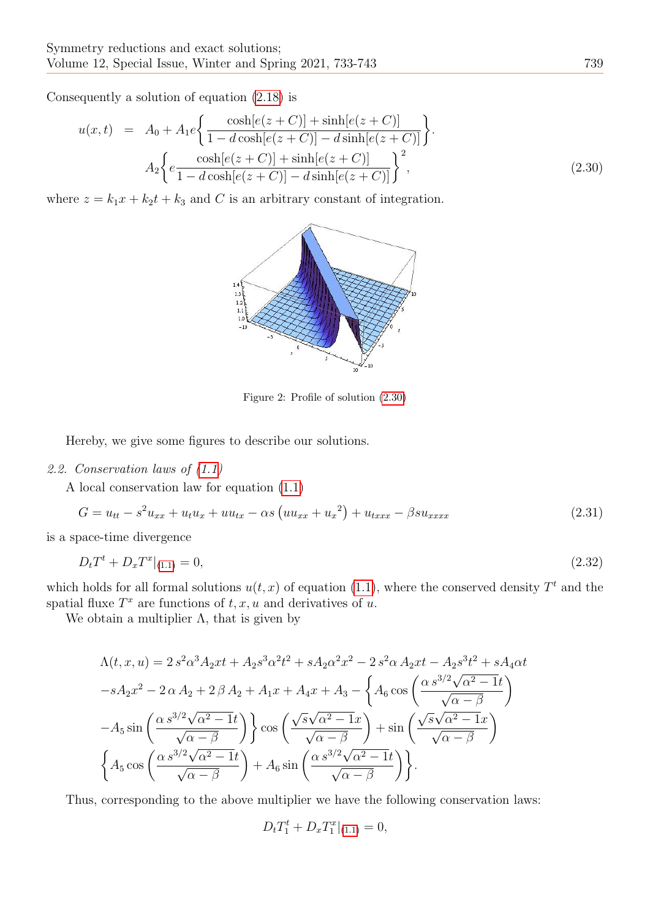Consequently a solution of equation (2.18) is

$$
\begin{aligned}
u(x,t) &= A_0 + A_1 e\left\{\frac{\cosh[e(z+C)]+\sinh[e(z+C)]}{1-d\cosh[e(z+C)]-d\sinh[e(z+C)]}\right\}. \\
& A_2\left\{e\frac{\cosh[e(z+C)]+\sinh[e(z+C)]}{1-d\cosh[e(z+C)]-d\sinh[e(z+C)]}\right\}^2,
\end{aligned} \tag{2.30}
$$

where $z = k_1x + k_2t + k_3$ and $C$ is an arbitrary constant of integration.

Figure 2: Profile of solution (2.30)

Hereby, we give some figures to describe our solutions.

*2.2. Conservation laws of (1.1)*

A local conservation law for equation (1.1)

$$
G = u_{tt} - s^2u_{xx} + u_tu_x + uu_{tx} - \alpha s\left(uu_{xx} + {u_x}^2\right) + u_{txxx} - \beta s u_{xxxx} \tag{2.31}
$$

is a space-time divergence

$$
D_tT^t + D_xT^x|_{(1.1)} = 0, \tag{2.32}
$$

which holds for all formal solutions $u(t,x)$ of equation (1.1), where the conserved density $T^t$ and the spatial fluxe $T^x$ are functions of $t, x, u$ and derivatives of $u$.

We obtain a multiplier $\Lambda$, that is given by

$$
\begin{aligned}
&\Lambda(t,x,u) = 2\,s^2\alpha^3A_2xt + A_2s^3\alpha^2t^2 + sA_2\alpha^2x^2 - 2\,s^2\alpha\,A_2xt - A_2s^3t^2 + sA_4\alpha t \\
&-sA_2x^2 - 2\,\alpha\,A_2 + 2\,\beta\,A_2 + A_1x + A_4x + A_3 - \left\{A_6\cos\left(\frac{\alpha\,s^{3/2}\sqrt{\alpha^2-1}t}{\sqrt{\alpha-\beta}}\right)\right. \\
&\left.-A_5\sin\left(\frac{\alpha\,s^{3/2}\sqrt{\alpha^2-1}t}{\sqrt{\alpha-\beta}}\right)\right\}\cos\left(\frac{\sqrt{s}\sqrt{\alpha^2-1}x}{\sqrt{\alpha-\beta}}\right) + \sin\left(\frac{\sqrt{s}\sqrt{\alpha^2-1}x}{\sqrt{\alpha-\beta}}\right) \\
&\left\{A_5\cos\left(\frac{\alpha\,s^{3/2}\sqrt{\alpha^2-1}t}{\sqrt{\alpha-\beta}}\right) + A_6\sin\left(\frac{\alpha\,s^{3/2}\sqrt{\alpha^2-1}t}{\sqrt{\alpha-\beta}}\right)\right\}.
\end{aligned}
$$

Thus, corresponding to the above multiplier we have the following conservation laws:

$$
D_tT_1^t + D_xT_1^x|_{(1.1)} = 0,
$$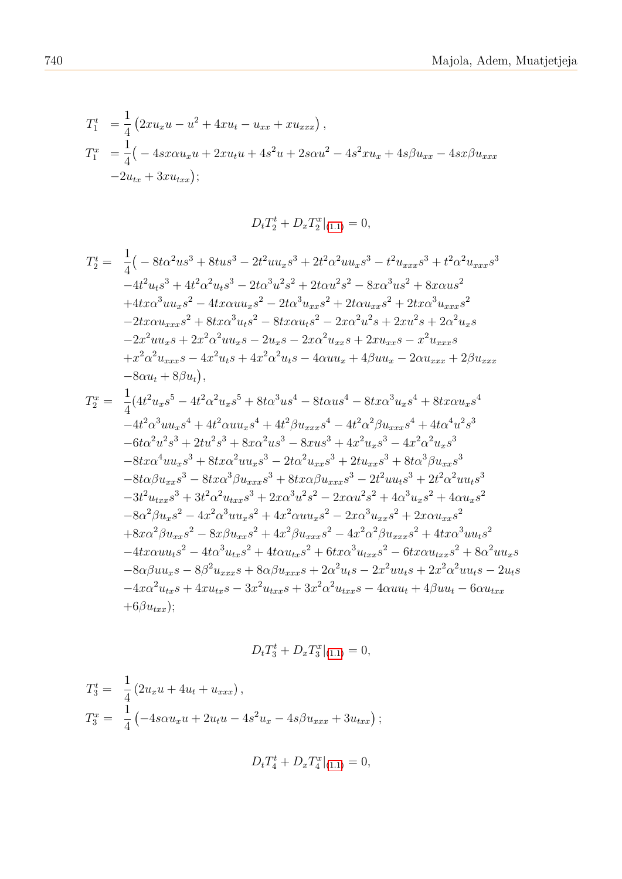$$
\begin{aligned}
T_1^t &= \frac{1}{4}\left(2xu_xu - u^2 + 4xu_t - u_{xx} + xu_{xxx}\right),\\
T_1^x &= \frac{1}{4}\big( -4sx\alpha u_xu + 2xu_tu + 4s^2u + 2s\alpha u^2 - 4s^2xu_x + 4s\beta u_{xx} - 4sx\beta u_{xxx}\\
&\quad -2u_{tx} + 3xu_{txx}\big);
\end{aligned}
$$

$$
D_tT_2^t + D_xT_2^x|_{(1.1)} = 0,
$$

$$
\begin{aligned}
T_2^t = \; & \frac{1}{4}\big( -8t\alpha^2us^3 + 8tus^3 - 2t^2uu_xs^3 + 2t^2\alpha^2uu_xs^3 - t^2u_{xxx}s^3 + t^2\alpha^2u_{xxx}s^3\\
& -4t^2u_ts^3 + 4t^2\alpha^2u_ts^3 - 2t\alpha^3u^2s^2 + 2t\alpha u^2s^2 - 8x\alpha^3us^2 + 8x\alpha us^2\\
& +4tx\alpha^3uu_xs^2 - 4tx\alpha uu_xs^2 - 2t\alpha^3u_{xx}s^2 + 2t\alpha u_{xx}s^2 + 2tx\alpha^3u_{xxx}s^2\\
& -2tx\alpha u_{xxx}s^2 + 8tx\alpha^3u_ts^2 - 8tx\alpha u_ts^2 - 2x\alpha^2u^2s + 2xu^2s + 2\alpha^2u_xs\\
& -2x^2uu_xs + 2x^2\alpha^2uu_xs - 2u_xs - 2x\alpha^2u_{xx}s + 2xu_{xx}s - x^2u_{xxx}s\\
& +x^2\alpha^2u_{xxx}s - 4x^2u_ts + 4x^2\alpha^2u_ts - 4\alpha uu_x + 4\beta uu_x - 2\alpha u_{xxx} + 2\beta u_{xxx}\\
& -8\alpha u_t + 8\beta u_t\big),\\
T_2^x = \; & \frac{1}{4}(4t^2u_xs^5 - 4t^2\alpha^2u_xs^5 + 8t\alpha^3us^4 - 8t\alpha us^4 - 8tx\alpha^3u_xs^4 + 8tx\alpha u_xs^4\\
& -4t^2\alpha^3uu_xs^4 + 4t^2\alpha uu_xs^4 + 4t^2\beta u_{xxx}s^4 - 4t^2\alpha^2\beta u_{xxx}s^4 + 4t\alpha^4u^2s^3\\
& -6t\alpha^2u^2s^3 + 2tu^2s^3 + 8x\alpha^2us^3 - 8xus^3 + 4x^2u_xs^3 - 4x^2\alpha^2u_xs^3\\
& -8tx\alpha^4uu_xs^3 + 8tx\alpha^2uu_xs^3 - 2t\alpha^2u_{xx}s^3 + 2tu_{xx}s^3 + 8t\alpha^3\beta u_{xx}s^3\\
& -8t\alpha\beta u_{xx}s^3 - 8tx\alpha^3\beta u_{xxx}s^3 + 8tx\alpha\beta u_{xxx}s^3 - 2t^2uu_ts^3 + 2t^2\alpha^2uu_ts^3\\
& -3t^2u_{txx}s^3 + 3t^2\alpha^2u_{txx}s^3 + 2x\alpha^3u^2s^2 - 2x\alpha u^2s^2 + 4\alpha^3u_xs^2 + 4\alpha u_xs^2\\
& -8\alpha^2\beta u_xs^2 - 4x^2\alpha^3uu_xs^2 + 4x^2\alpha uu_xs^2 - 2x\alpha^3u_{xx}s^2 + 2x\alpha u_{xx}s^2\\
& +8x\alpha^2\beta u_{xx}s^2 - 8x\beta u_{xx}s^2 + 4x^2\beta u_{xxx}s^2 - 4x^2\alpha^2\beta u_{xxx}s^2 + 4tx\alpha^3uu_ts^2\\
& -4tx\alpha uu_ts^2 - 4t\alpha^3u_{tx}s^2 + 4t\alpha u_{tx}s^2 + 6tx\alpha^3u_{txx}s^2 - 6tx\alpha u_{txx}s^2 + 8\alpha^2uu_xs\\
& -8\alpha\beta uu_xs - 8\beta^2u_{xxx}s + 8\alpha\beta u_{xxx}s + 2\alpha^2u_ts - 2x^2uu_ts + 2x^2\alpha^2uu_ts - 2u_ts\\
& -4x\alpha^2u_{tx}s + 4xu_{tx}s - 3x^2u_{txx}s + 3x^2\alpha^2u_{txx}s - 4\alpha uu_t + 4\beta uu_t - 6\alpha u_{txx}\\
& +6\beta u_{txx});
\end{aligned}
$$

$$
D_tT_3^t + D_xT_3^x|_{(1.1)} = 0,
$$

$$
\begin{aligned}
T_3^t = \; & \frac{1}{4}\left(2u_xu + 4u_t + u_{xxx}\right),\\
T_3^x = \; & \frac{1}{4}\left(-4s\alpha u_xu + 2u_tu - 4s^2u_x - 4s\beta u_{xxx} + 3u_{txx}\right);
\end{aligned}
$$

$$
D_tT_4^t + D_xT_4^x|_{(1.1)} = 0,
$$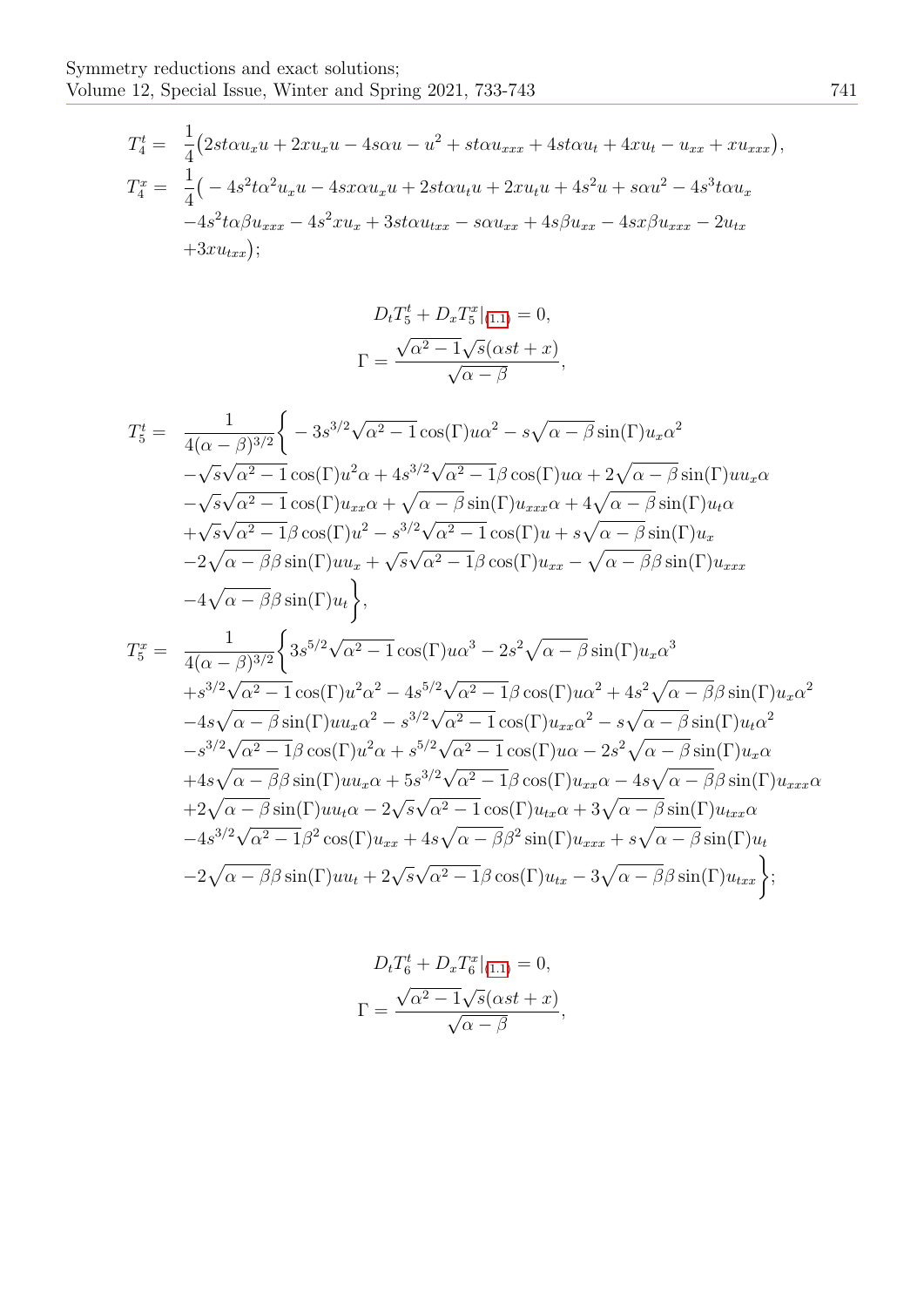$$
\begin{aligned}
T_4^t = \; & \frac{1}{4}\big(2st\alpha u_x u + 2xu_x u - 4s\alpha u - u^2 + st\alpha u_{xxx} + 4st\alpha u_t + 4xu_t - u_{xx} + xu_{xxx}\big),\\
T_4^x = \; & \frac{1}{4}\big( - 4s^2t\alpha^2 u_x u - 4sx\alpha u_x u + 2st\alpha u_t u + 2xu_t u + 4s^2 u + s\alpha u^2 - 4s^3 t\alpha u_x\\
& -4s^2 t\alpha\beta u_{xxx} - 4s^2 xu_x + 3st\alpha u_{txx} - s\alpha u_{xx} + 4s\beta u_{xx} - 4sx\beta u_{xxx} - 2u_{tx}\\
& +3xu_{txx}\big);
\end{aligned}
$$

$$
D_t T_5^t + D_x T_5^x|_{(1.1)} = 0,
$$

$$
\Gamma = \frac{\sqrt{\alpha^2-1}\sqrt{s}(\alpha st + x)}{\sqrt{\alpha-\beta}},
$$

$$
\begin{aligned}
T_5^t = \; & \frac{1}{4(\alpha-\beta)^{3/2}}\bigg\{ - 3s^{3/2}\sqrt{\alpha^2-1}\cos(\Gamma)u\alpha^2 - s\sqrt{\alpha-\beta}\sin(\Gamma)u_x\alpha^2\\
& -\sqrt{s}\sqrt{\alpha^2-1}\cos(\Gamma)u^2\alpha + 4s^{3/2}\sqrt{\alpha^2-1}\beta\cos(\Gamma)u\alpha + 2\sqrt{\alpha-\beta}\sin(\Gamma)uu_x\alpha\\
& -\sqrt{s}\sqrt{\alpha^2-1}\cos(\Gamma)u_{xx}\alpha + \sqrt{\alpha-\beta}\sin(\Gamma)u_{xxx}\alpha + 4\sqrt{\alpha-\beta}\sin(\Gamma)u_t\alpha\\
& +\sqrt{s}\sqrt{\alpha^2-1}\beta\cos(\Gamma)u^2 - s^{3/2}\sqrt{\alpha^2-1}\cos(\Gamma)u + s\sqrt{\alpha-\beta}\sin(\Gamma)u_x\\
& -2\sqrt{\alpha-\beta}\beta\sin(\Gamma)uu_x + \sqrt{s}\sqrt{\alpha^2-1}\beta\cos(\Gamma)u_{xx} - \sqrt{\alpha-\beta}\beta\sin(\Gamma)u_{xxx}\\
& -4\sqrt{\alpha-\beta}\beta\sin(\Gamma)u_t\bigg\},\\
T_5^x = \; & \frac{1}{4(\alpha-\beta)^{3/2}}\bigg\{3s^{5/2}\sqrt{\alpha^2-1}\cos(\Gamma)u\alpha^3 - 2s^2\sqrt{\alpha-\beta}\sin(\Gamma)u_x\alpha^3\\
& +s^{3/2}\sqrt{\alpha^2-1}\cos(\Gamma)u^2\alpha^2 - 4s^{5/2}\sqrt{\alpha^2-1}\beta\cos(\Gamma)u\alpha^2 + 4s^2\sqrt{\alpha-\beta}\beta\sin(\Gamma)u_x\alpha^2\\
& -4s\sqrt{\alpha-\beta}\sin(\Gamma)uu_x\alpha^2 - s^{3/2}\sqrt{\alpha^2-1}\cos(\Gamma)u_{xx}\alpha^2 - s\sqrt{\alpha-\beta}\sin(\Gamma)u_t\alpha^2\\
& -s^{3/2}\sqrt{\alpha^2-1}\beta\cos(\Gamma)u^2\alpha + s^{5/2}\sqrt{\alpha^2-1}\cos(\Gamma)u\alpha - 2s^2\sqrt{\alpha-\beta}\sin(\Gamma)u_x\alpha\\
& +4s\sqrt{\alpha-\beta}\beta\sin(\Gamma)uu_x\alpha + 5s^{3/2}\sqrt{\alpha^2-1}\beta\cos(\Gamma)u_{xx}\alpha - 4s\sqrt{\alpha-\beta}\beta\sin(\Gamma)u_{xxx}\alpha\\
& +2\sqrt{\alpha-\beta}\sin(\Gamma)uu_t\alpha - 2\sqrt{s}\sqrt{\alpha^2-1}\cos(\Gamma)u_{tx}\alpha + 3\sqrt{\alpha-\beta}\sin(\Gamma)u_{txx}\alpha\\
& -4s^{3/2}\sqrt{\alpha^2-1}\beta^2\cos(\Gamma)u_{xx} + 4s\sqrt{\alpha-\beta}\beta^2\sin(\Gamma)u_{xxx} + s\sqrt{\alpha-\beta}\sin(\Gamma)u_t\\
& -2\sqrt{\alpha-\beta}\beta\sin(\Gamma)uu_t + 2\sqrt{s}\sqrt{\alpha^2-1}\beta\cos(\Gamma)u_{tx} - 3\sqrt{\alpha-\beta}\beta\sin(\Gamma)u_{txx}\bigg\};
\end{aligned}
$$

$$
D_t T_6^t + D_x T_6^x|_{(1.1)} = 0,
$$

$$
\Gamma = \frac{\sqrt{\alpha^2-1}\sqrt{s}(\alpha st + x)}{\sqrt{\alpha-\beta}},
$$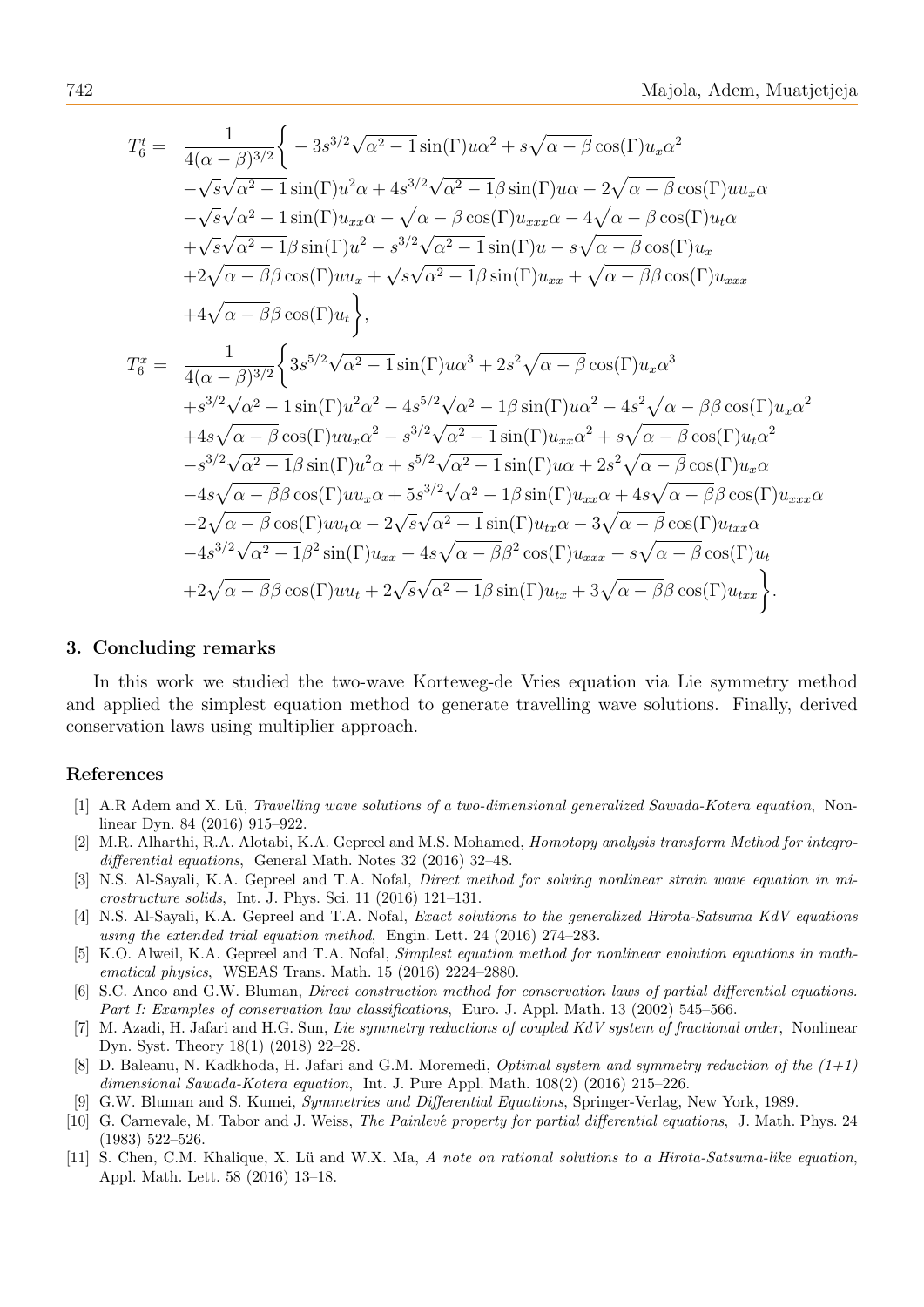$$
\begin{aligned}
T_6^t = \;& \frac{1}{4(\alpha-\beta)^{3/2}}\bigg\{ -3s^{3/2}\sqrt{\alpha^2-1}\sin(\Gamma)u\alpha^2 + s\sqrt{\alpha-\beta}\cos(\Gamma)u_x\alpha^2 \\
& -\sqrt{s}\sqrt{\alpha^2-1}\sin(\Gamma)u^2\alpha + 4s^{3/2}\sqrt{\alpha^2-1}\beta\sin(\Gamma)u\alpha - 2\sqrt{\alpha-\beta}\cos(\Gamma)uu_x\alpha \\
& -\sqrt{s}\sqrt{\alpha^2-1}\sin(\Gamma)u_{xx}\alpha - \sqrt{\alpha-\beta}\cos(\Gamma)u_{xxx}\alpha - 4\sqrt{\alpha-\beta}\cos(\Gamma)u_t\alpha \\
& +\sqrt{s}\sqrt{\alpha^2-1}\beta\sin(\Gamma)u^2 - s^{3/2}\sqrt{\alpha^2-1}\sin(\Gamma)u - s\sqrt{\alpha-\beta}\cos(\Gamma)u_x \\
& +2\sqrt{\alpha-\beta}\beta\cos(\Gamma)uu_x + \sqrt{s}\sqrt{\alpha^2-1}\beta\sin(\Gamma)u_{xx} + \sqrt{\alpha-\beta}\beta\cos(\Gamma)u_{xxx} \\
& +4\sqrt{\alpha-\beta}\beta\cos(\Gamma)u_t\bigg\},
\end{aligned}
$$

$$
\begin{aligned}
T_6^x = \;& \frac{1}{4(\alpha-\beta)^{3/2}}\bigg\{3s^{5/2}\sqrt{\alpha^2-1}\sin(\Gamma)u\alpha^3 + 2s^2\sqrt{\alpha-\beta}\cos(\Gamma)u_x\alpha^3 \\
& +s^{3/2}\sqrt{\alpha^2-1}\sin(\Gamma)u^2\alpha^2 - 4s^{5/2}\sqrt{\alpha^2-1}\beta\sin(\Gamma)u\alpha^2 - 4s^2\sqrt{\alpha-\beta}\beta\cos(\Gamma)u_x\alpha^2 \\
& +4s\sqrt{\alpha-\beta}\cos(\Gamma)uu_x\alpha^2 - s^{3/2}\sqrt{\alpha^2-1}\sin(\Gamma)u_{xx}\alpha^2 + s\sqrt{\alpha-\beta}\cos(\Gamma)u_t\alpha^2 \\
& -s^{3/2}\sqrt{\alpha^2-1}\beta\sin(\Gamma)u^2\alpha + s^{5/2}\sqrt{\alpha^2-1}\sin(\Gamma)u\alpha + 2s^2\sqrt{\alpha-\beta}\cos(\Gamma)u_x\alpha \\
& -4s\sqrt{\alpha-\beta}\beta\cos(\Gamma)uu_x\alpha + 5s^{3/2}\sqrt{\alpha^2-1}\beta\sin(\Gamma)u_{xx}\alpha + 4s\sqrt{\alpha-\beta}\beta\cos(\Gamma)u_{xxx}\alpha \\
& -2\sqrt{\alpha-\beta}\cos(\Gamma)uu_t\alpha - 2\sqrt{s}\sqrt{\alpha^2-1}\sin(\Gamma)u_{tx}\alpha - 3\sqrt{\alpha-\beta}\cos(\Gamma)u_{txx}\alpha \\
& -4s^{3/2}\sqrt{\alpha^2-1}\beta^2\sin(\Gamma)u_{xx} - 4s\sqrt{\alpha-\beta}\beta^2\cos(\Gamma)u_{xxx} - s\sqrt{\alpha-\beta}\cos(\Gamma)u_t \\
& +2\sqrt{\alpha-\beta}\beta\cos(\Gamma)uu_t + 2\sqrt{s}\sqrt{\alpha^2-1}\beta\sin(\Gamma)u_{tx} + 3\sqrt{\alpha-\beta}\beta\cos(\Gamma)u_{txx}\bigg\}.
\end{aligned}
$$

## 3. Concluding remarks

In this work we studied the two-wave Korteweg-de Vries equation via Lie symmetry method and applied the simplest equation method to generate travelling wave solutions. Finally, derived conservation laws using multiplier approach.

## References

[1] A.R Adem and X. Lü, *Travelling wave solutions of a two-dimensional generalized Sawada-Kotera equation*, Nonlinear Dyn. 84 (2016) 915–922.

[2] M.R. Alharthi, R.A. Alotabi, K.A. Gepreel and M.S. Mohamed, *Homotopy analysis transform Method for integro-differential equations*, General Math. Notes 32 (2016) 32–48.

[3] N.S. Al-Sayali, K.A. Gepreel and T.A. Nofal, *Direct method for solving nonlinear strain wave equation in microstructure solids*, Int. J. Phys. Sci. 11 (2016) 121–131.

[4] N.S. Al-Sayali, K.A. Gepreel and T.A. Nofal, *Exact solutions to the generalized Hirota-Satsuma KdV equations using the extended trial equation method*, Engin. Lett. 24 (2016) 274–283.

[5] K.O. Alweil, K.A. Gepreel and T.A. Nofal, *Simplest equation method for nonlinear evolution equations in mathematical physics*, WSEAS Trans. Math. 15 (2016) 2224–2880.

[6] S.C. Anco and G.W. Bluman, *Direct construction method for conservation laws of partial differential equations. Part I: Examples of conservation law classifications*, Euro. J. Appl. Math. 13 (2002) 545–566.

[7] M. Azadi, H. Jafari and H.G. Sun, *Lie symmetry reductions of coupled KdV system of fractional order*, Nonlinear Dyn. Syst. Theory 18(1) (2018) 22–28.

[8] D. Baleanu, N. Kadkhoda, H. Jafari and G.M. Moremedi, *Optimal system and symmetry reduction of the (1+1) dimensional Sawada-Kotera equation*, Int. J. Pure Appl. Math. 108(2) (2016) 215–226.

[9] G.W. Bluman and S. Kumei, *Symmetries and Differential Equations*, Springer-Verlag, New York, 1989.

[10] G. Carnevale, M. Tabor and J. Weiss, *The Painlevé property for partial differential equations*, J. Math. Phys. 24 (1983) 522–526.

[11] S. Chen, C.M. Khalique, X. Lü and W.X. Ma, *A note on rational solutions to a Hirota-Satsuma-like equation*, Appl. Math. Lett. 58 (2016) 13–18.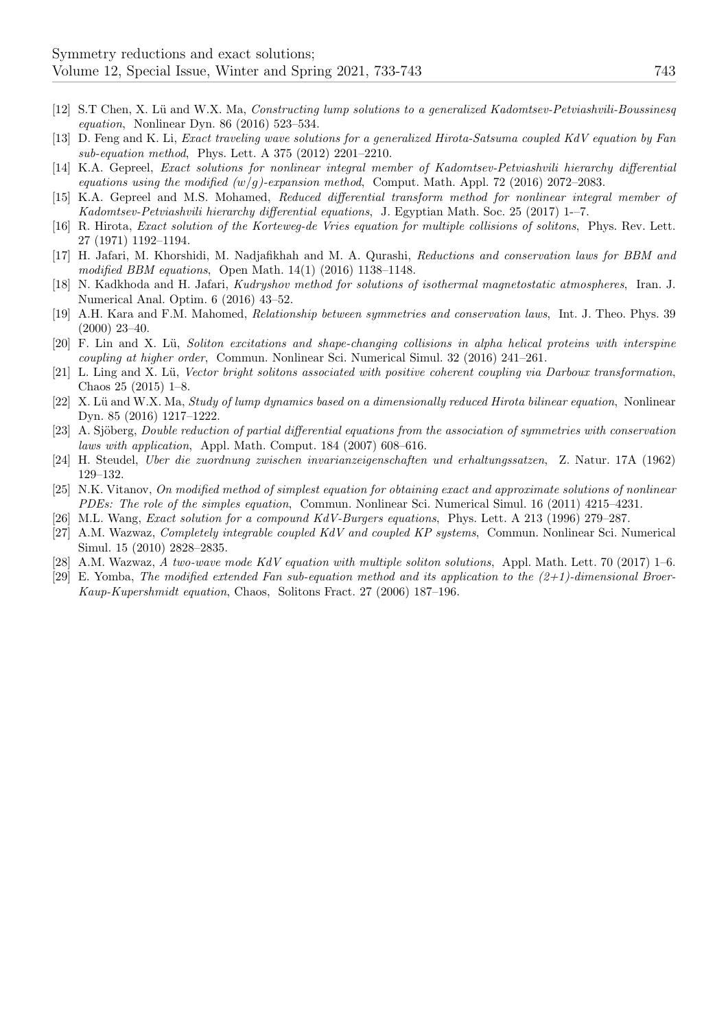[12] S.T Chen, X. Lü and W.X. Ma, *Constructing lump solutions to a generalized Kadomtsev-Petviashvili-Boussinesq equation*, Nonlinear Dyn. 86 (2016) 523–534.

[13] D. Feng and K. Li, *Exact traveling wave solutions for a generalized Hirota-Satsuma coupled KdV equation by Fan sub-equation method*, Phys. Lett. A 375 (2012) 2201–2210.

[14] K.A. Gepreel, *Exact solutions for nonlinear integral member of Kadomtsev-Petviashvili hierarchy differential equations using the modified (w/g)-expansion method*, Comput. Math. Appl. 72 (2016) 2072–2083.

[15] K.A. Gepreel and M.S. Mohamed, *Reduced differential transform method for nonlinear integral member of Kadomtsev-Petviashvili hierarchy differential equations*, J. Egyptian Math. Soc. 25 (2017) 1-–7.

[16] R. Hirota, *Exact solution of the Korteweg-de Vries equation for multiple collisions of solitons*, Phys. Rev. Lett. 27 (1971) 1192–1194.

[17] H. Jafari, M. Khorshidi, M. Nadjafikhah and M. A. Qurashi, *Reductions and conservation laws for BBM and modified BBM equations*, Open Math. 14(1) (2016) 1138–1148.

[18] N. Kadkhoda and H. Jafari, *Kudryshov method for solutions of isothermal magnetostatic atmospheres*, Iran. J. Numerical Anal. Optim. 6 (2016) 43–52.

[19] A.H. Kara and F.M. Mahomed, *Relationship between symmetries and conservation laws*, Int. J. Theo. Phys. 39 (2000) 23–40.

[20] F. Lin and X. Lü, *Soliton excitations and shape-changing collisions in alpha helical proteins with interspine coupling at higher order*, Commun. Nonlinear Sci. Numerical Simul. 32 (2016) 241–261.

[21] L. Ling and X. Lü, *Vector bright solitons associated with positive coherent coupling via Darboux transformation*, Chaos 25 (2015) 1–8.

[22] X. Lü and W.X. Ma, *Study of lump dynamics based on a dimensionally reduced Hirota bilinear equation*, Nonlinear Dyn. 85 (2016) 1217–1222.

[23] A. Sjöberg, *Double reduction of partial differential equations from the association of symmetries with conservation laws with application*, Appl. Math. Comput. 184 (2007) 608–616.

[24] H. Steudel, *Uber die zuordnung zwischen invarianzeigenschaften und erhaltungssatzen*, Z. Natur. 17A (1962) 129–132.

[25] N.K. Vitanov, *On modified method of simplest equation for obtaining exact and approximate solutions of nonlinear PDEs: The role of the simples equation*, Commun. Nonlinear Sci. Numerical Simul. 16 (2011) 4215–4231.

[26] M.L. Wang, *Exact solution for a compound KdV-Burgers equations*, Phys. Lett. A 213 (1996) 279–287.

[27] A.M. Wazwaz, *Completely integrable coupled KdV and coupled KP systems*, Commun. Nonlinear Sci. Numerical Simul. 15 (2010) 2828–2835.

[28] A.M. Wazwaz, *A two-wave mode KdV equation with multiple soliton solutions*, Appl. Math. Lett. 70 (2017) 1–6.

[29] E. Yomba, *The modified extended Fan sub-equation method and its application to the (2+1)-dimensional Broer-Kaup-Kupershmidt equation*, Chaos, Solitons Fract. 27 (2006) 187–196.